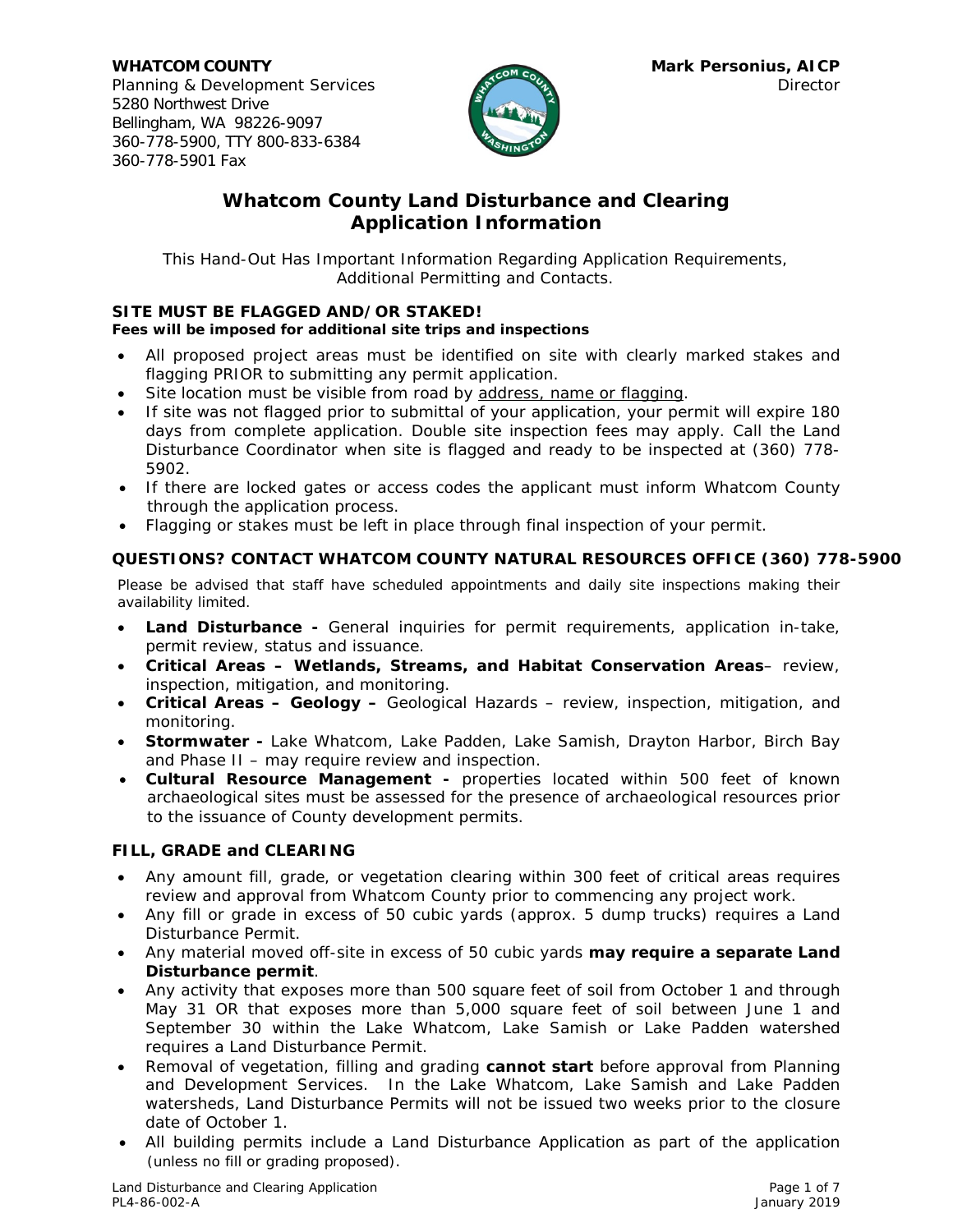**WHATCOM COUNTY**
Planning & Development Services
5280 Northwest Drive
Bellingham, WA 98226-9097
360-778-5900, TTY 800-833-6384
360-778-5901 Fax

**Mark Personius, AICP**
Director

# Whatcom County Land Disturbance and Clearing Application Information

This Hand-Out Has Important Information Regarding Application Requirements, Additional Permitting and Contacts.

### SITE MUST BE FLAGGED AND/OR STAKED!

**Fees will be imposed for additional site trips and inspections**

- All proposed project areas must be identified on site with clearly marked stakes and flagging PRIOR to submitting any permit application.
- Site location must be visible from road by address, name or flagging.
- If site was not flagged prior to submittal of your application, your permit will expire 180 days from complete application. Double site inspection fees may apply. Call the Land Disturbance Coordinator when site is flagged and ready to be inspected at (360) 778-5902.
- If there are locked gates or access codes the applicant must inform Whatcom County through the application process.
- Flagging or stakes must be left in place through final inspection of your permit.

### QUESTIONS? CONTACT WHATCOM COUNTY NATURAL RESOURCES OFFICE (360) 778-5900

Please be advised that staff have scheduled appointments and daily site inspections making their availability limited.

- **Land Disturbance -** General inquiries for permit requirements, application in-take, permit review, status and issuance.
- **Critical Areas – Wetlands, Streams, and Habitat Conservation Areas**– review, inspection, mitigation, and monitoring.
- **Critical Areas – Geology –** Geological Hazards – review, inspection, mitigation, and monitoring.
- **Stormwater -** Lake Whatcom, Lake Padden, Lake Samish, Drayton Harbor, Birch Bay and Phase II – may require review and inspection.
- **Cultural Resource Management -** properties located within 500 feet of known archaeological sites must be assessed for the presence of archaeological resources prior to the issuance of County development permits.

### FILL, GRADE and CLEARING

- Any amount fill, grade, or vegetation clearing within 300 feet of critical areas requires review and approval from Whatcom County prior to commencing any project work.
- Any fill or grade in excess of 50 cubic yards (approx. 5 dump trucks) requires a Land Disturbance Permit.
- Any material moved off-site in excess of 50 cubic yards **may require a separate Land Disturbance permit**.
- Any activity that exposes more than 500 square feet of soil from October 1 and through May 31 OR that exposes more than 5,000 square feet of soil between June 1 and September 30 within the Lake Whatcom, Lake Samish or Lake Padden watershed requires a Land Disturbance Permit.
- Removal of vegetation, filling and grading **cannot start** before approval from Planning and Development Services. In the Lake Whatcom, Lake Samish and Lake Padden watersheds, Land Disturbance Permits will not be issued two weeks prior to the closure date of October 1.
- All building permits include a Land Disturbance Application as part of the application (unless no fill or grading proposed).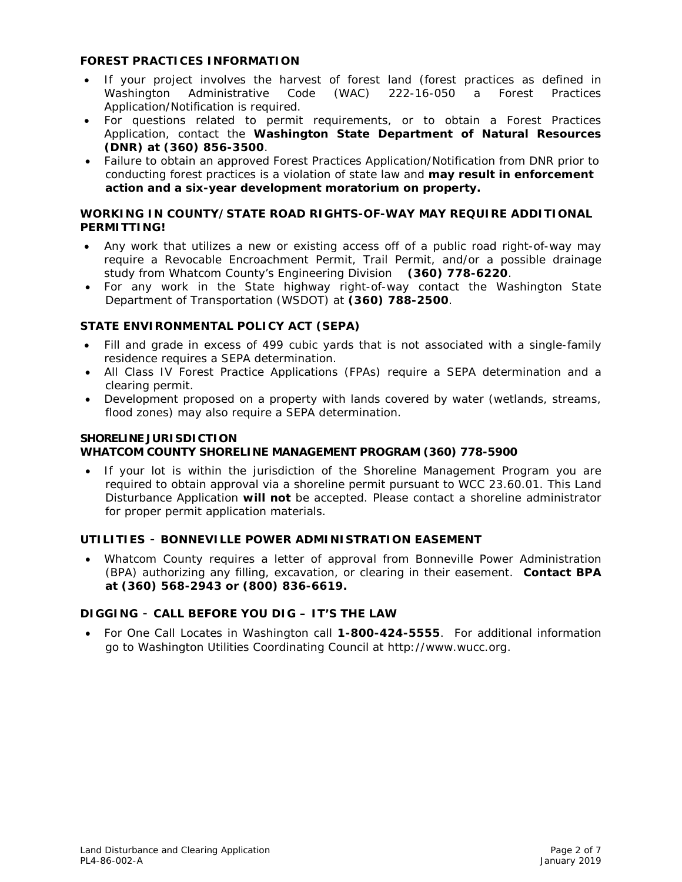### FOREST PRACTICES INFORMATION

- If your project involves the harvest of forest land (forest practices as defined in Washington Administrative Code (WAC) 222-16-050 a Forest Practices Application/Notification is required.
- For questions related to permit requirements, or to obtain a Forest Practices Application, contact the **Washington State Department of Natural Resources (DNR) at (360) 856-3500**.
- Failure to obtain an approved Forest Practices Application/Notification from DNR prior to conducting forest practices is a violation of state law and **may result in enforcement action and a six-year development moratorium on property.**

### WORKING IN COUNTY/STATE ROAD RIGHTS-OF-WAY MAY REQUIRE ADDITIONAL PERMITTING!

- Any work that utilizes a new or existing access off of a public road right-of-way may require a Revocable Encroachment Permit, Trail Permit, and/or a possible drainage study from Whatcom County's Engineering Division **(360) 778-6220**.
- For any work in the State highway right-of-way contact the Washington State Department of Transportation (WSDOT) at **(360) 788-2500**.

### STATE ENVIRONMENTAL POLICY ACT (SEPA)

- Fill and grade in excess of 499 cubic yards that is not associated with a single-family residence requires a SEPA determination.
- All Class IV Forest Practice Applications (FPAs) require a SEPA determination and a clearing permit.
- Development proposed on a property with lands covered by water (wetlands, streams, flood zones) may also require a SEPA determination.

### SHORELINE JURISDICTION
### WHATCOM COUNTY SHORELINE MANAGEMENT PROGRAM (360) 778-5900

- If your lot is within the jurisdiction of the Shoreline Management Program you are required to obtain approval via a shoreline permit pursuant to WCC 23.60.01. This Land Disturbance Application **will not** be accepted. Please contact a shoreline administrator for proper permit application materials.

### UTILITIES - BONNEVILLE POWER ADMINISTRATION EASEMENT

- Whatcom County requires a letter of approval from Bonneville Power Administration (BPA) authorizing any filling, excavation, or clearing in their easement. **Contact BPA at (360) 568-2943 or (800) 836-6619.**

### DIGGING - CALL BEFORE YOU DIG – IT'S THE LAW

- For One Call Locates in Washington call **1-800-424-5555**. For additional information go to Washington Utilities Coordinating Council at http://www.wucc.org.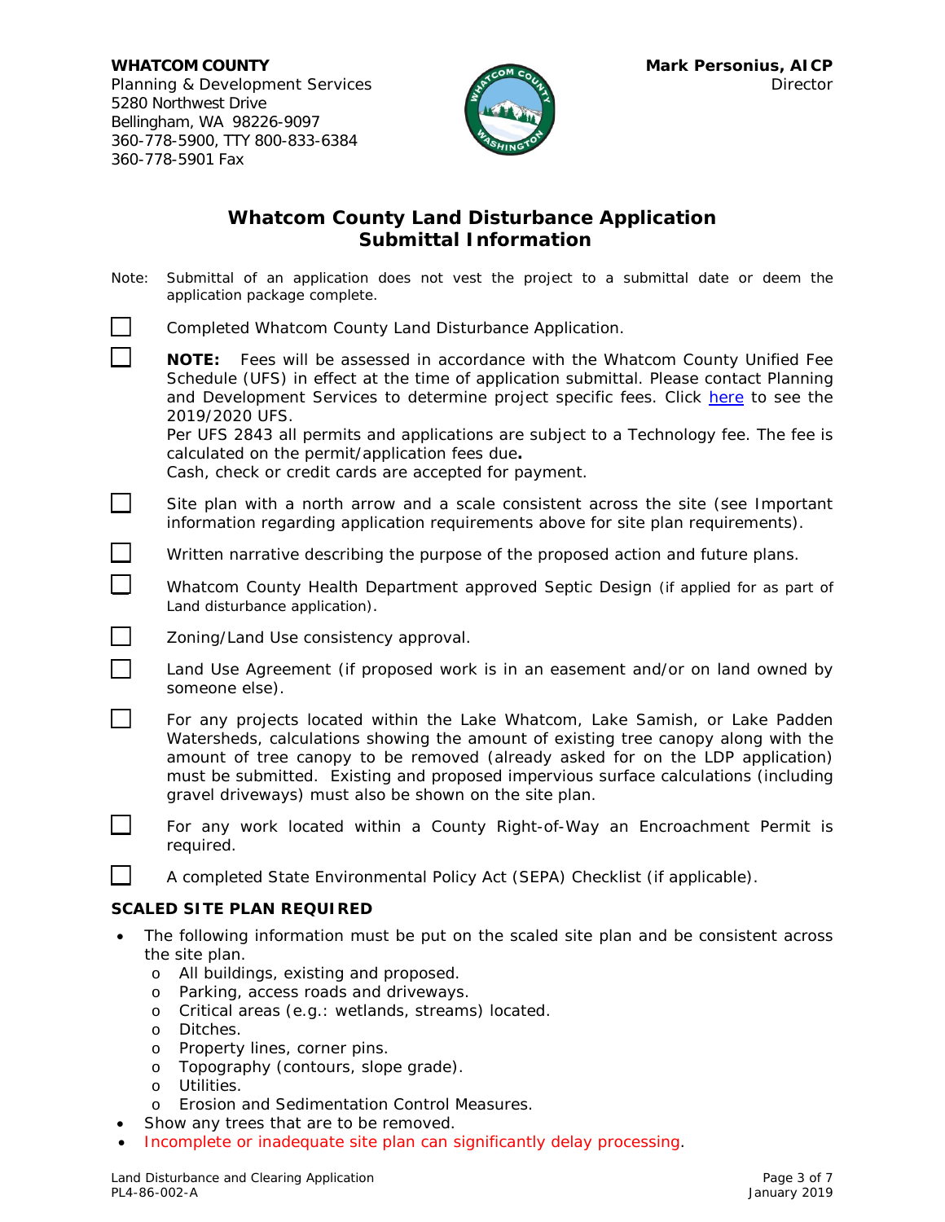**WHATCOM COUNTY**
Planning & Development Services
5280 Northwest Drive
Bellingham, WA 98226-9097
360-778-5900, TTY 800-833-6384
360-778-5901 Fax

**Mark Personius, AICP**
Director

## Whatcom County Land Disturbance Application Submittal Information

Note: Submittal of an application does not vest the project to a submittal date or deem the application package complete.

- [ ] Completed Whatcom County Land Disturbance Application.
- [ ] **NOTE:** Fees will be assessed in accordance with the Whatcom County Unified Fee Schedule (UFS) in effect at the time of application submittal. Please contact Planning and Development Services to determine project specific fees. Click here to see the 2019/2020 UFS.
  Per UFS 2843 all permits and applications are subject to a Technology fee. The fee is calculated on the permit/application fees due**.**
  Cash, check or credit cards are accepted for payment.
- [ ] Site plan with a north arrow and a scale consistent across the site (see Important information regarding application requirements above for site plan requirements).
- [ ] Written narrative describing the purpose of the proposed action and future plans.
- [ ] Whatcom County Health Department approved Septic Design (if applied for as part of Land disturbance application).
- [ ] Zoning/Land Use consistency approval.
- [ ] Land Use Agreement (if proposed work is in an easement and/or on land owned by someone else).
- [ ] For any projects located within the Lake Whatcom, Lake Samish, or Lake Padden Watersheds, calculations showing the amount of existing tree canopy along with the amount of tree canopy to be removed (already asked for on the LDP application) must be submitted. Existing and proposed impervious surface calculations (including gravel driveways) must also be shown on the site plan.
- [ ] For any work located within a County Right-of-Way an Encroachment Permit is required.
- [ ] A completed State Environmental Policy Act (SEPA) Checklist (if applicable).

### SCALED SITE PLAN REQUIRED

- The following information must be put on the scaled site plan and be consistent across the site plan.
  - All buildings, existing and proposed.
  - Parking, access roads and driveways.
  - Critical areas (e.g.: wetlands, streams) located.
  - Ditches.
  - Property lines, corner pins.
  - Topography (contours, slope grade).
  - Utilities.
  - Erosion and Sedimentation Control Measures.
- Show any trees that are to be removed.
- Incomplete or inadequate site plan can significantly delay processing.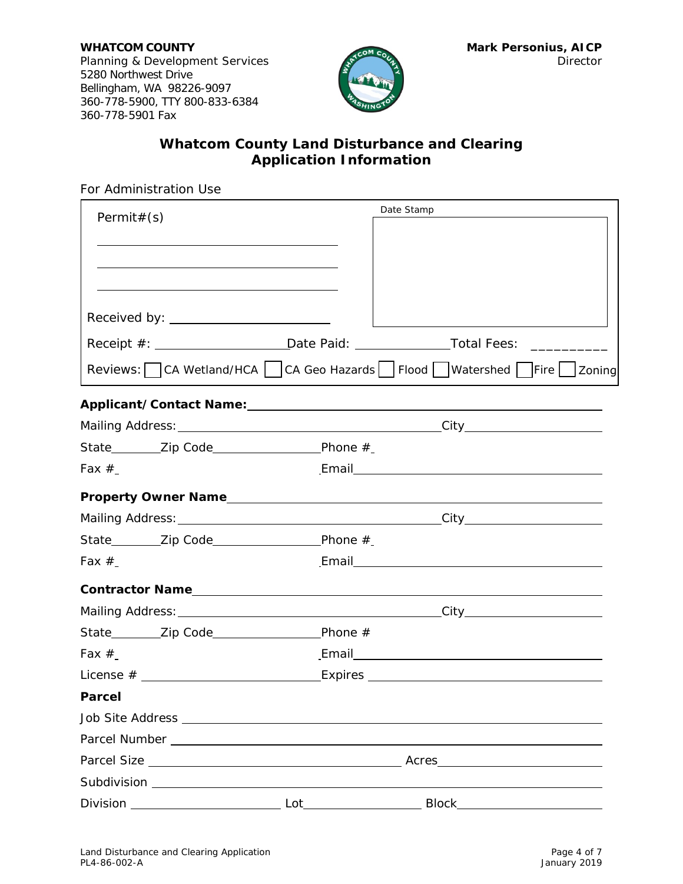**WHATCOM COUNTY**
Planning & Development Services
5280 Northwest Drive
Bellingham, WA 98226-9097
360-778-5900, TTY 800-833-6384
360-778-5901 Fax

**Mark Personius, AICP**
Director

# Whatcom County Land Disturbance and Clearing Application Information

For Administration Use

Permit#(s)

______________________________

______________________________

______________________________

Date Stamp

Received by: ______________________

Receipt #: ________________ Date Paid: ____________ Total Fees: __________

Reviews: ☐ CA Wetland/HCA ☐ CA Geo Hazards ☐ Flood ☐ Watershed ☐ Fire ☐ Zoning

**Applicant/Contact Name:** ______________________________________________

Mailing Address: ______________________________ City ____________________

State ________ Zip Code ________________ Phone # ______

Fax # ______ Email ____________________________________

**Property Owner Name** ______________________________________________

Mailing Address: ______________________________ City ____________________

State ________ Zip Code ________________ Phone # ______

Fax # ______ Email ____________________________________

**Contractor Name** ______________________________________________

Mailing Address: ______________________________ City ____________________

State ________ Zip Code ________________ Phone #

Fax # ______ Email ____________________________________

License # ________________________ Expires ______________________________

**Parcel**

Job Site Address ______________________________________________

Parcel Number ______________________________________________

Parcel Size ______________________________ Acres ____________________

Subdivision ______________________________________________

Division ____________________ Lot ________________ Block ____________________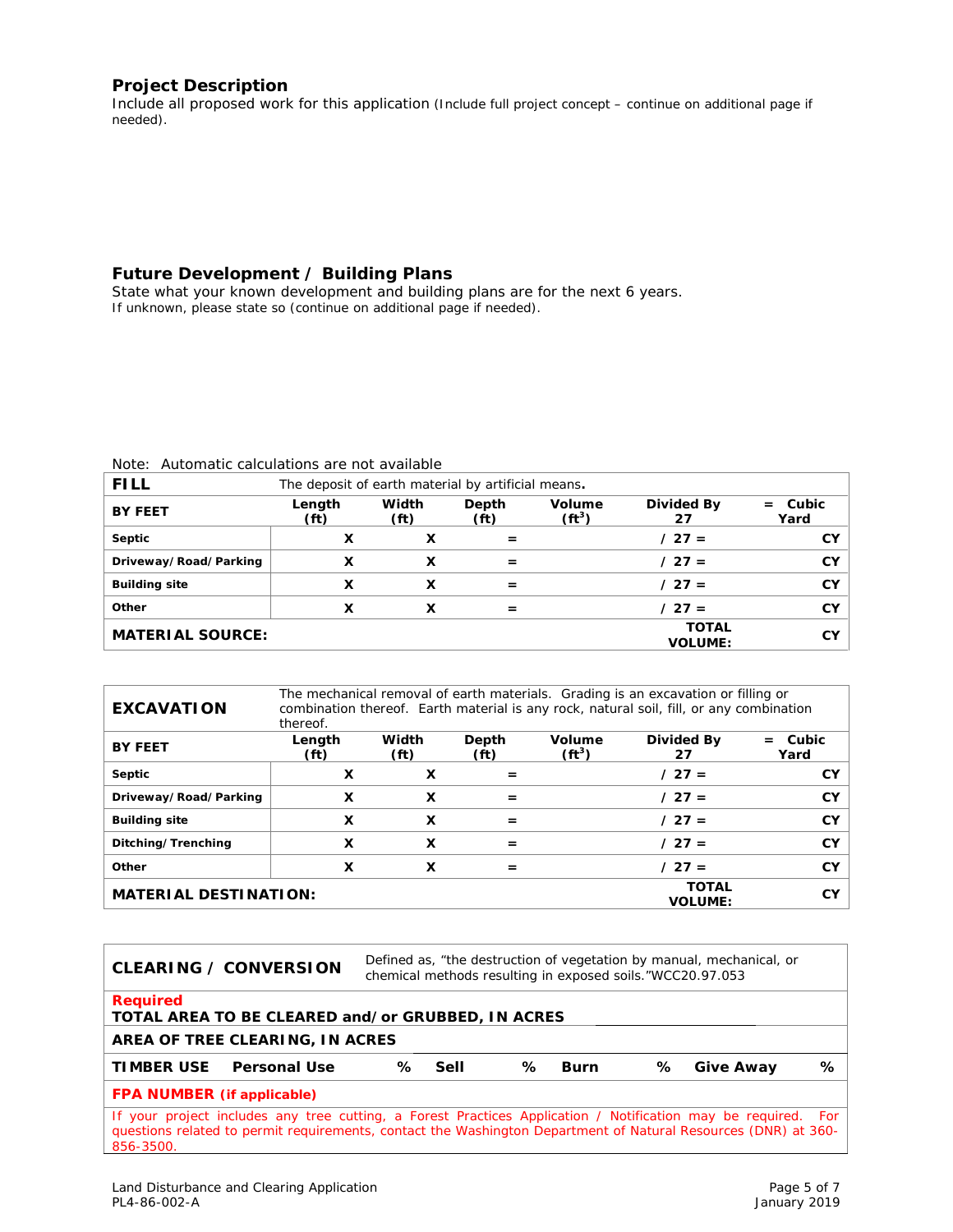## Project Description

Include all proposed work for this application (Include full project concept – continue on additional page if needed).

## Future Development / Building Plans

State what your known development and building plans are for the next 6 years.
If unknown, please state so (continue on additional page if needed).

Note: Automatic calculations are not available

| **FILL** | The deposit of earth material by artificial means. | | | | | |
|---|---|---|---|---|---|---|
| **BY FEET** | **Length (ft)** | **Width (ft)** | **Depth (ft)** | **Volume ($ft^3$)** | **Divided By 27** | **= Cubic Yard** |
| **Septic** | X | X | = | | / 27 = | CY |
| **Driveway/Road/Parking** | X | X | = | | / 27 = | CY |
| **Building site** | X | X | = | | / 27 = | CY |
| **Other** | X | X | = | | / 27 = | CY |
| **MATERIAL SOURCE:** | | | | | **TOTAL VOLUME:** | CY |

| **EXCAVATION** | The mechanical removal of earth materials. Grading is an excavation or filling or combination thereof. Earth material is any rock, natural soil, fill, or any combination thereof. | | | | | |
|---|---|---|---|---|---|---|
| **BY FEET** | **Length (ft)** | **Width (ft)** | **Depth (ft)** | **Volume ($ft^3$)** | **Divided By 27** | **= Cubic Yard** |
| **Septic** | X | X | = | | / 27 = | CY |
| **Driveway/Road/Parking** | X | X | = | | / 27 = | CY |
| **Building site** | X | X | = | | / 27 = | CY |
| **Ditching/Trenching** | X | X | = | | / 27 = | CY |
| **Other** | X | X | = | | / 27 = | CY |
| **MATERIAL DESTINATION:** | | | | | **TOTAL VOLUME:** | CY |

| **CLEARING / CONVERSION** | Defined as, "the destruction of vegetation by manual, mechanical, or chemical methods resulting in exposed soils."WCC20.97.053 | | | | | | | |
|---|---|---|---|---|---|---|---|---|
| **Required** **TOTAL AREA TO BE CLEARED and/or GRUBBED, IN ACRES** | | | | | | | | |
| **AREA OF TREE CLEARING, IN ACRES** | | | | | | | | |
| **TIMBER USE** | **Personal Use** | **%** | **Sell** | **%** | **Burn** | **%** | **Give Away** | **%** |
| **FPA NUMBER (if applicable)** | | | | | | | | |
| If your project includes any tree cutting, a Forest Practices Application / Notification may be required. For questions related to permit requirements, contact the Washington Department of Natural Resources (DNR) at 360-856-3500. | | | | | | | | |

Land Disturbance and Clearing Application
PL4-86-002-A
January 2019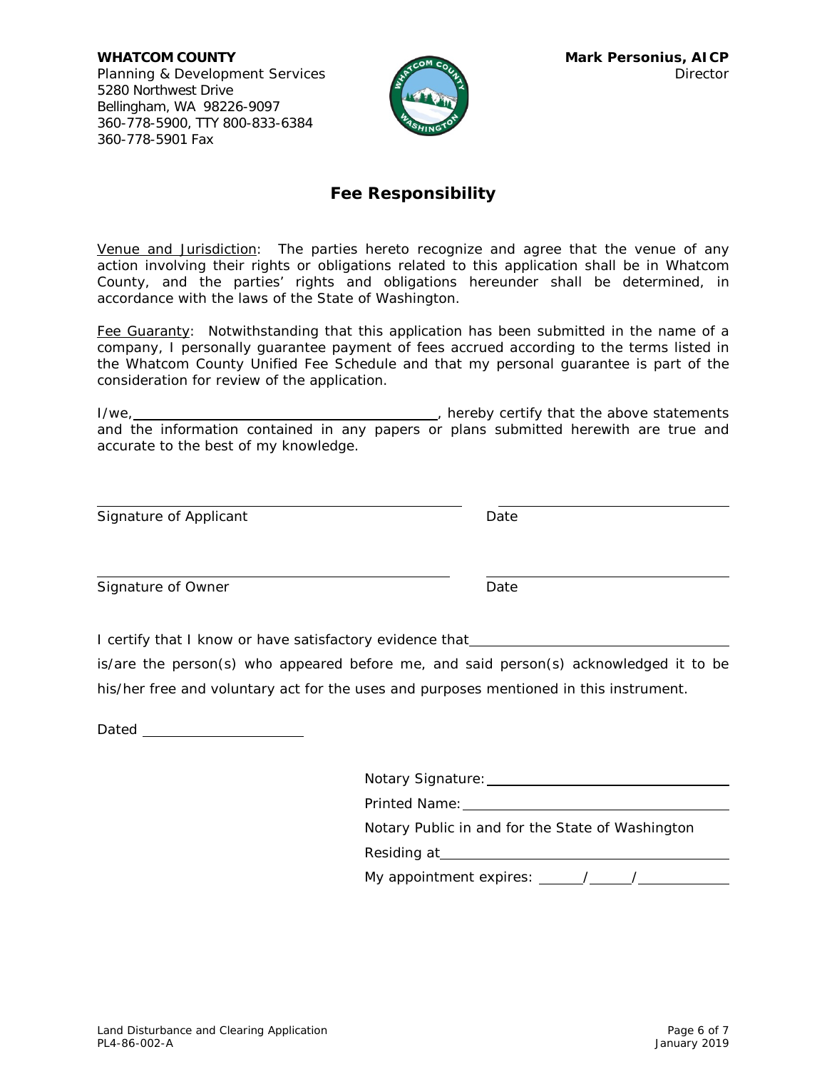**WHATCOM COUNTY**
Planning & Development Services
5280 Northwest Drive
Bellingham, WA 98226-9097
360-778-5900, TTY 800-833-6384
360-778-5901 Fax

**Mark Personius, AICP**
Director

## Fee Responsibility

Venue and Jurisdiction: The parties hereto recognize and agree that the venue of any action involving their rights or obligations related to this application shall be in Whatcom County, and the parties' rights and obligations hereunder shall be determined, in accordance with the laws of the State of Washington.

Fee Guaranty: Notwithstanding that this application has been submitted in the name of a company, I personally guarantee payment of fees accrued according to the terms listed in the Whatcom County Unified Fee Schedule and that my personal guarantee is part of the consideration for review of the application.

I/we, ________________________________________, hereby certify that the above statements and the information contained in any papers or plans submitted herewith are true and accurate to the best of my knowledge.

______________________________________ ______________________
Signature of Applicant Date

______________________________________ ______________________
Signature of Owner Date

I certify that I know or have satisfactory evidence that ______________________________ is/are the person(s) who appeared before me, and said person(s) acknowledged it to be his/her free and voluntary act for the uses and purposes mentioned in this instrument.

Dated ____________________

Notary Signature: ____________________________
Printed Name: ______________________________
Notary Public in and for the State of Washington
Residing at ________________________________
My appointment expires: _____/_____/__________

Land Disturbance and Clearing Application
PL4-86-002-A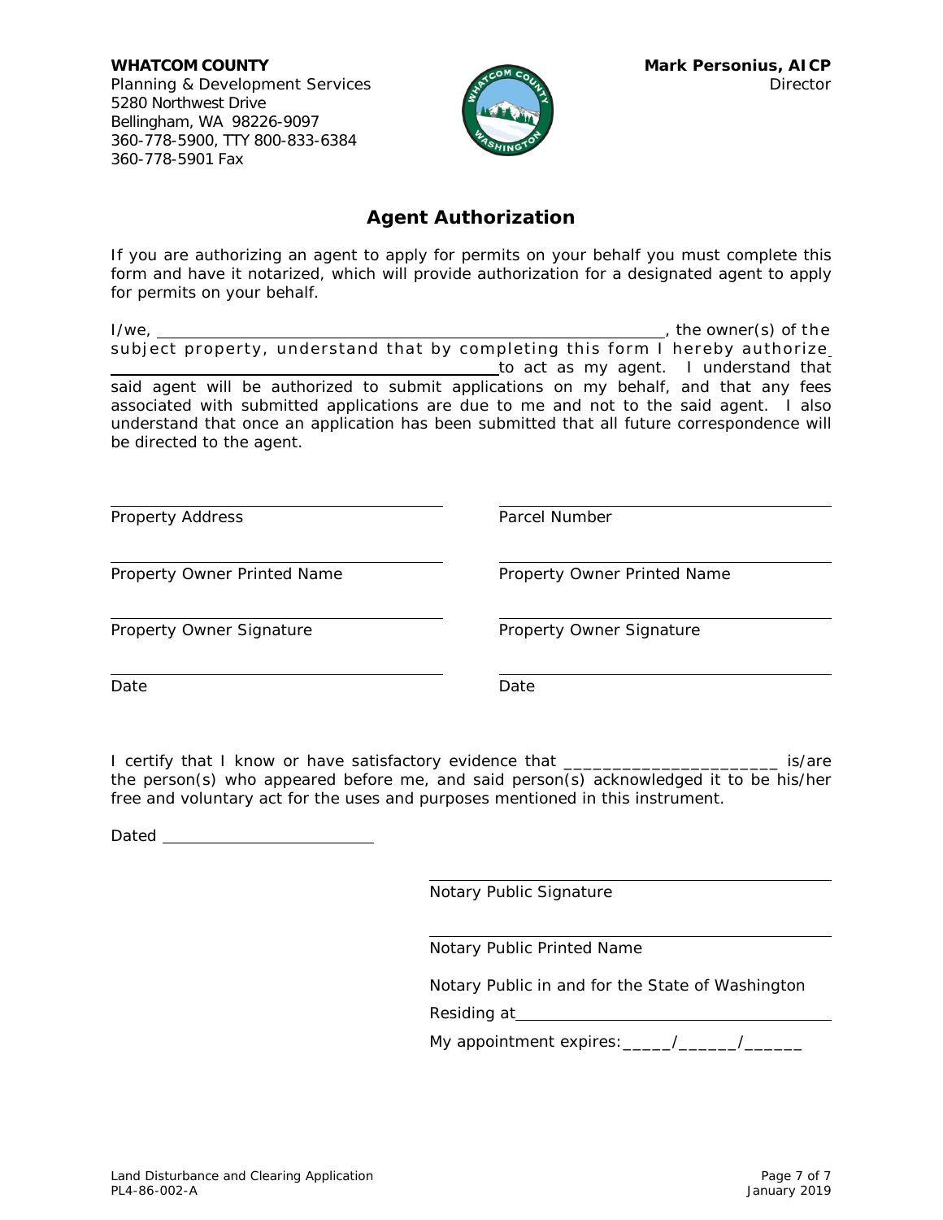**WHATCOM COUNTY**
Planning & Development Services
5280 Northwest Drive
Bellingham, WA 98226-9097
360-778-5900, TTY 800-833-6384
360-778-5901 Fax

**Mark Personius, AICP**
Director

## Agent Authorization

If you are authorizing an agent to apply for permits on your behalf you must complete this form and have it notarized, which will provide authorization for a designated agent to apply for permits on your behalf.

I/we, ________________________________________________, the owner(s) of the subject property, understand that by completing this form I hereby authorize ____________________________________ to act as my agent. I understand that said agent will be authorized to submit applications on my behalf, and that any fees associated with submitted applications are due to me and not to the said agent. I also understand that once an application has been submitted that all future correspondence will be directed to the agent.

| | |
|---|---|
| ______________________________ Property Address | ______________________________ Parcel Number |
| ______________________________ Property Owner Printed Name | ______________________________ Property Owner Printed Name |
| ______________________________ Property Owner Signature | ______________________________ Property Owner Signature |
| ______________________________ Date | ______________________________ Date |

I certify that I know or have satisfactory evidence that ______________________ is/are the person(s) who appeared before me, and said person(s) acknowledged it to be his/her free and voluntary act for the uses and purposes mentioned in this instrument.

Dated ____________________

______________________________
Notary Public Signature

______________________________
Notary Public Printed Name

Notary Public in and for the State of Washington

Residing at______________________________

My appointment expires:_____/______/______

Land Disturbance and Clearing Application
PL4-86-002-A
January 2019